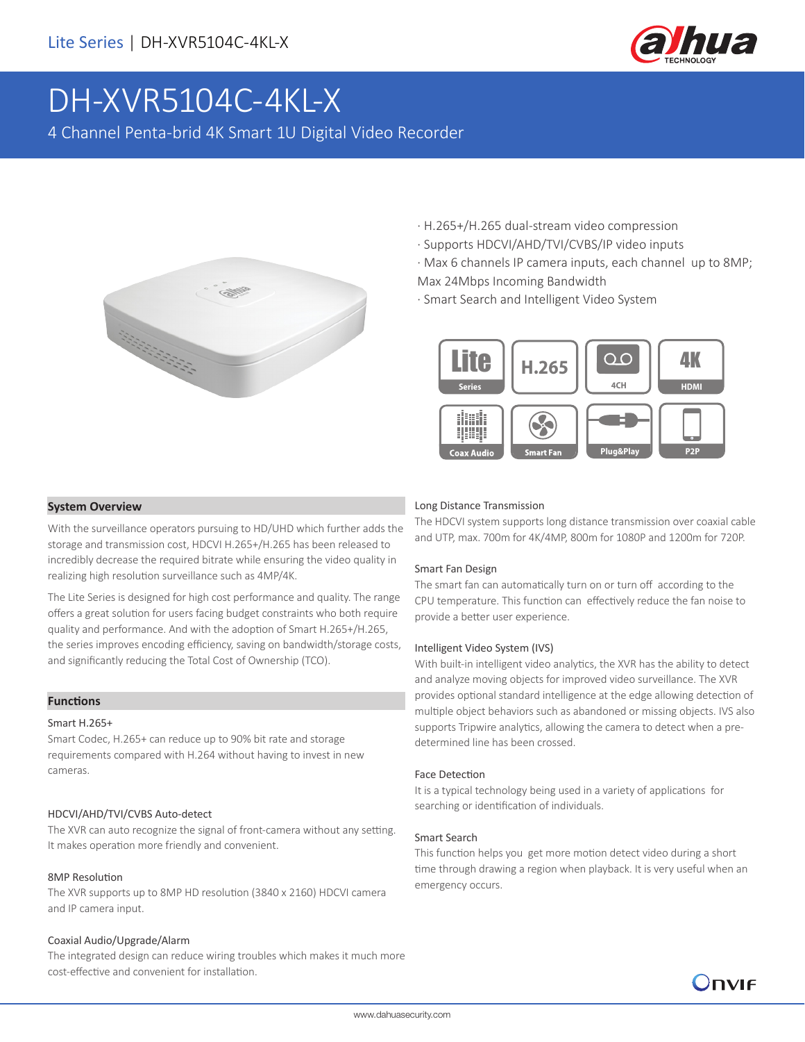Lite Series | DH-XVR5104C-4KL-X

# DH-XVR5104C-4KL-X

4 Channel Penta-brid 4K Smart 1U Digital Video Recorder

- H.265+/H.265 dual-stream video compression
- Supports HDCVI/AHD/TVI/CVBS/IP video inputs
- Max 6 channels IP camera inputs, each channel up to 8MP; Max 24Mbps Incoming Bandwidth
- Smart Search and Intelligent Video System

## System Overview

With the surveillance operators pursuing to HD/UHD which further adds the storage and transmission cost, HDCVI H.265+/H.265 has been released to incredibly decrease the required bitrate while ensuring the video quality in realizing high resolution surveillance such as 4MP/4K.

The Lite Series is designed for high cost performance and quality. The range offers a great solution for users facing budget constraints who both require quality and performance. And with the adoption of Smart H.265+/H.265, the series improves encoding efficiency, saving on bandwidth/storage costs, and significantly reducing the Total Cost of Ownership (TCO).

## Functions

### Smart H.265+

Smart Codec, H.265+ can reduce up to 90% bit rate and storage requirements compared with H.264 without having to invest in new cameras.

### HDCVI/AHD/TVI/CVBS Auto-detect

The XVR can auto recognize the signal of front-camera without any setting. It makes operation more friendly and convenient.

### 8MP Resolution

The XVR supports up to 8MP HD resolution (3840 x 2160) HDCVI camera and IP camera input.

### Coaxial Audio/Upgrade/Alarm

The integrated design can reduce wiring troubles which makes it much more cost-effective and convenient for installation.

### Long Distance Transmission

The HDCVI system supports long distance transmission over coaxial cable and UTP, max. 700m for 4K/4MP, 800m for 1080P and 1200m for 720P.

### Smart Fan Design

The smart fan can automatically turn on or turn off according to the CPU temperature. This function can effectively reduce the fan noise to provide a better user experience.

### Intelligent Video System (IVS)

With built-in intelligent video analytics, the XVR has the ability to detect and analyze moving objects for improved video surveillance. The XVR provides optional standard intelligence at the edge allowing detection of multiple object behaviors such as abandoned or missing objects. IVS also supports Tripwire analytics, allowing the camera to detect when a pre-determined line has been crossed.

### Face Detection

It is a typical technology being used in a variety of applications for searching or identification of individuals.

### Smart Search

This function helps you get more motion detect video during a short time through drawing a region when playback. It is very useful when an emergency occurs.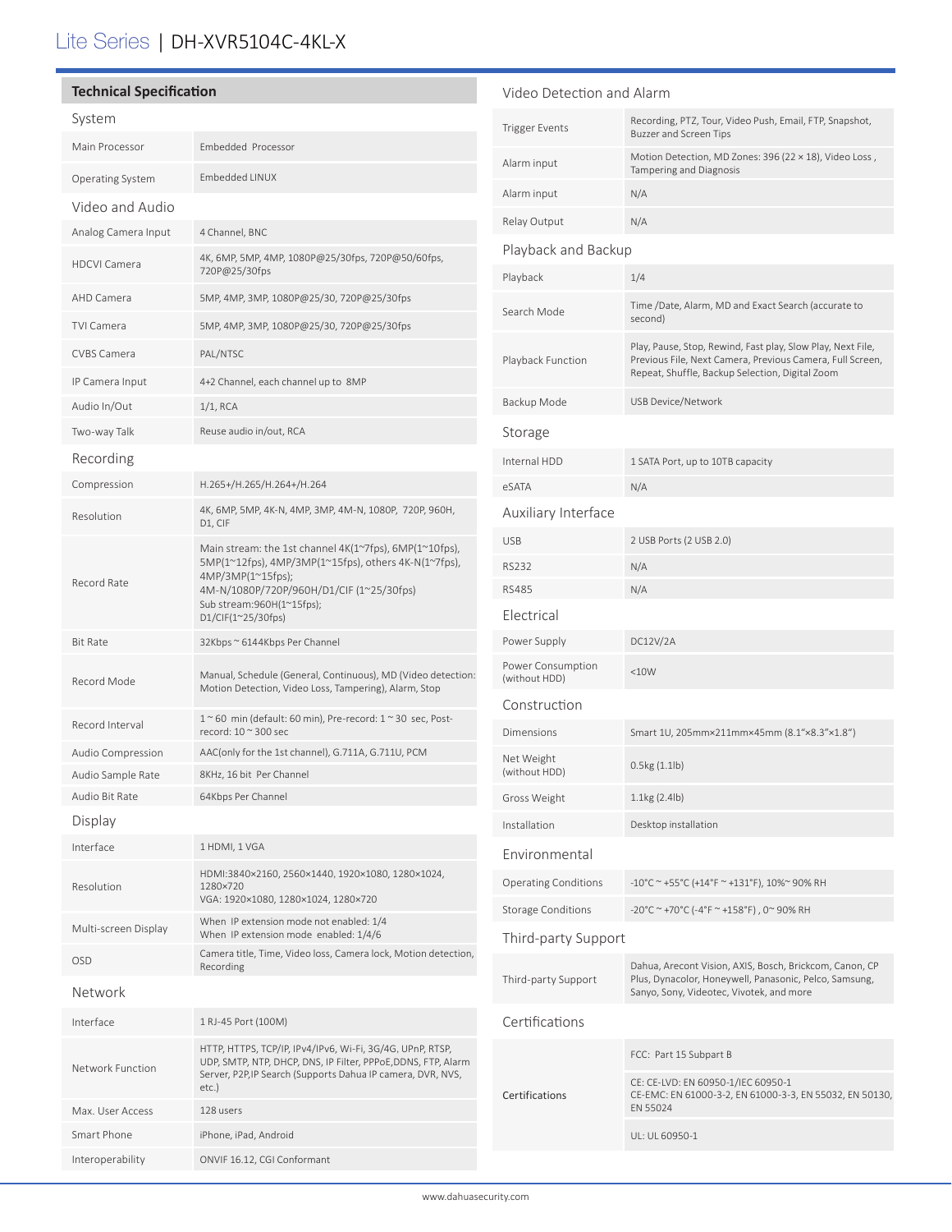# Lite Series | DH-XVR5104C-4KL-X

## Technical Specification

### System

| | |
|---|---|
| Main Processor | Embedded Processor |
| Operating System | Embedded LINUX |

### Video and Audio

| | |
|---|---|
| Analog Camera Input | 4 Channel, BNC |
| HDCVI Camera | 4K, 6MP, 5MP, 4MP, 1080P@25/30fps, 720P@50/60fps, 720P@25/30fps |
| AHD Camera | 5MP, 4MP, 3MP, 1080P@25/30, 720P@25/30fps |
| TVI Camera | 5MP, 4MP, 3MP, 1080P@25/30, 720P@25/30fps |
| CVBS Camera | PAL/NTSC |
| IP Camera Input | 4+2 Channel, each channel up to 8MP |
| Audio In/Out | 1/1, RCA |
| Two-way Talk | Reuse audio in/out, RCA |

### Recording

| | |
|---|---|
| Compression | H.265+/H.265/H.264+/H.264 |
| Resolution | 4K, 6MP, 5MP, 4K-N, 4MP, 3MP, 4M-N, 1080P, 720P, 960H, D1, CIF |
| Record Rate | Main stream: the 1st channel 4K(1~7fps), 6MP(1~10fps), 5MP(1~12fps), 4MP/3MP(1~15fps), others 4K-N(1~7fps), 4MP/3MP(1~15fps);<br>4M-N/1080P/720P/960H/D1/CIF (1~25/30fps)<br>Sub stream:960H(1~15fps);<br>D1/CIF(1~25/30fps) |
| Bit Rate | 32Kbps ~ 6144Kbps Per Channel |
| Record Mode | Manual, Schedule (General, Continuous), MD (Video detection: Motion Detection, Video Loss, Tampering), Alarm, Stop |
| Record Interval | 1 ~ 60 min (default: 60 min), Pre-record: 1 ~ 30 sec, Post-record: 10 ~ 300 sec |
| Audio Compression | AAC(only for the 1st channel), G.711A, G.711U, PCM |
| Audio Sample Rate | 8KHz, 16 bit Per Channel |
| Audio Bit Rate | 64Kbps Per Channel |

### Display

| | |
|---|---|
| Interface | 1 HDMI, 1 VGA |
| Resolution | HDMI:3840×2160, 2560×1440, 1920×1080, 1280×1024, 1280×720<br>VGA: 1920×1080, 1280×1024, 1280×720 |
| Multi-screen Display | When IP extension mode not enabled: 1/4<br>When IP extension mode enabled: 1/4/6 |
| OSD | Camera title, Time, Video loss, Camera lock, Motion detection, Recording |

### Network

| | |
|---|---|
| Interface | 1 RJ-45 Port (100M) |
| Network Function | HTTP, HTTPS, TCP/IP, IPv4/IPv6, Wi-Fi, 3G/4G, UPnP, RTSP, UDP, SMTP, NTP, DHCP, DNS, IP Filter, PPPoE,DDNS, FTP, Alarm Server, P2P,IP Search (Supports Dahua IP camera, DVR, NVS, etc.) |
| Max. User Access | 128 users |
| Smart Phone | iPhone, iPad, Android |
| Interoperability | ONVIF 16.12, CGI Conformant |

### Video Detection and Alarm

| | |
|---|---|
| Trigger Events | Recording, PTZ, Tour, Video Push, Email, FTP, Snapshot, Buzzer and Screen Tips |
| Alarm input | Motion Detection, MD Zones: 396 (22 × 18), Video Loss , Tampering and Diagnosis |
| Alarm input | N/A |
| Relay Output | N/A |

### Playback and Backup

| | |
|---|---|
| Playback | 1/4 |
| Search Mode | Time /Date, Alarm, MD and Exact Search (accurate to second) |
| Playback Function | Play, Pause, Stop, Rewind, Fast play, Slow Play, Next File, Previous File, Next Camera, Previous Camera, Full Screen, Repeat, Shuffle, Backup Selection, Digital Zoom |
| Backup Mode | USB Device/Network |

### Storage

| | |
|---|---|
| Internal HDD | 1 SATA Port, up to 10TB capacity |
| eSATA | N/A |

### Auxiliary Interface

| | |
|---|---|
| USB | 2 USB Ports (2 USB 2.0) |
| RS232 | N/A |
| RS485 | N/A |

### Electrical

| | |
|---|---|
| Power Supply | DC12V/2A |
| Power Consumption (without HDD) | <10W |

### Construction

| | |
|---|---|
| Dimensions | Smart 1U, 205mm×211mm×45mm (8.1"×8.3"×1.8") |
| Net Weight (without HDD) | 0.5kg (1.1lb) |
| Gross Weight | 1.1kg (2.4lb) |
| Installation | Desktop installation |

### Environmental

| | |
|---|---|
| Operating Conditions | -10°C ~ +55°C (+14°F ~ +131°F), 10%~ 90% RH |
| Storage Conditions | -20°C ~ +70°C (-4°F ~ +158°F) , 0~ 90% RH |

### Third-party Support

| | |
|---|---|
| Third-party Support | Dahua, Arecont Vision, AXIS, Bosch, Brickcom, Canon, CP Plus, Dynacolor, Honeywell, Panasonic, Pelco, Samsung, Sanyo, Sony, Videotec, Vivotek, and more |

### Certifications

| | |
|---|---|
| Certifications | FCC: Part 15 Subpart B |
| | CE: CE-LVD: EN 60950-1/IEC 60950-1<br>CE-EMC: EN 61000-3-2, EN 61000-3-3, EN 55032, EN 50130, EN 55024 |
| | UL: UL 60950-1 |

www.dahuasecurity.com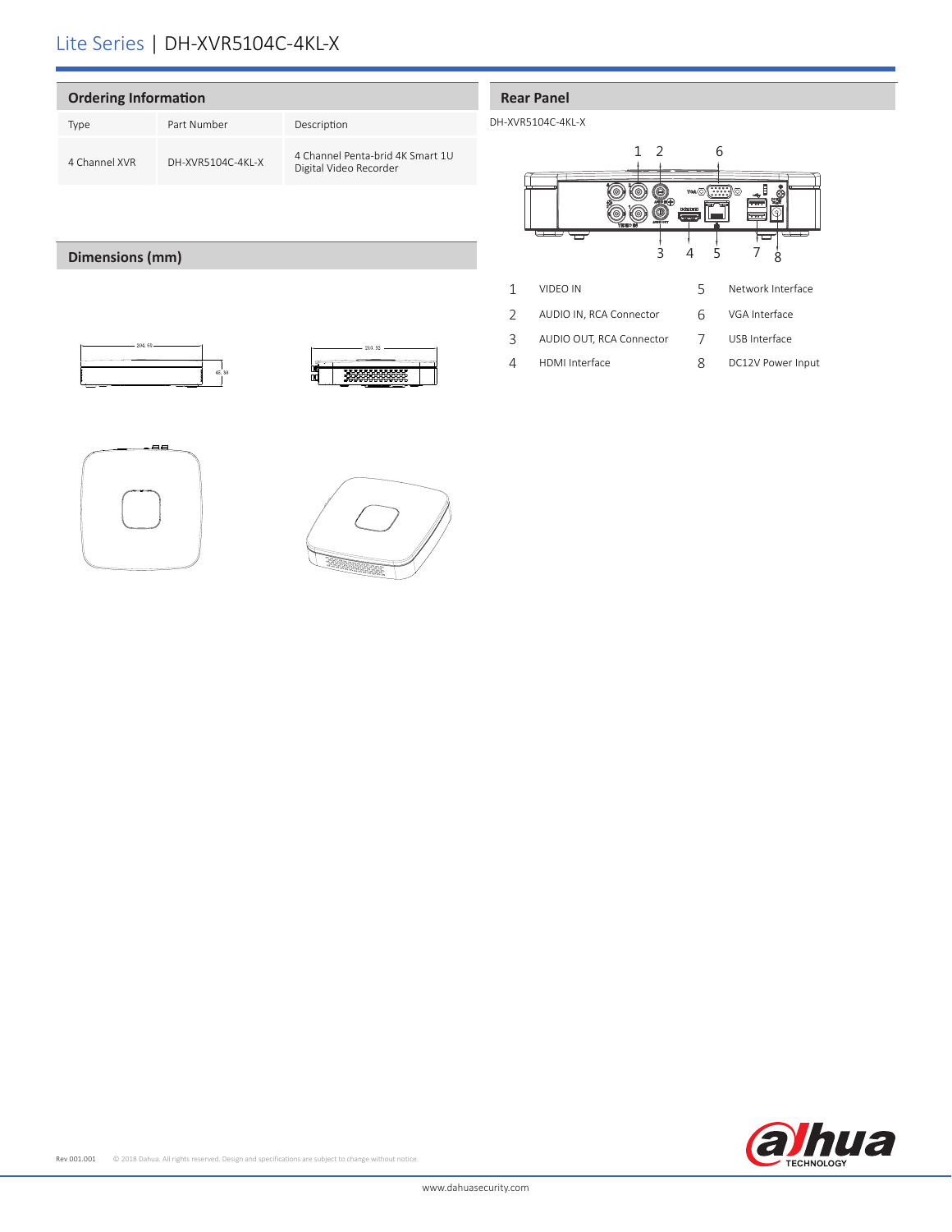# Lite Series | DH-XVR5104C-4KL-X

## Ordering Information

| Type | Part Number | Description |
|---|---|---|
| 4 Channel XVR | DH-XVR5104C-4KL-X | 4 Channel Penta-brid 4K Smart 1U Digital Video Recorder |

## Dimensions (mm)

204.60

46.30

210.92

## Rear Panel

DH-XVR5104C-4KL-X

| | | | |
|---|---|---|---|
| 1 | VIDEO IN | 5 | Network Interface |
| 2 | AUDIO IN, RCA Connector | 6 | VGA Interface |
| 3 | AUDIO OUT, RCA Connector | 7 | USB Interface |
| 4 | HDMI Interface | 8 | DC12V Power Input |

Rev 001.001 © 2018 Dahua. All rights reserved. Design and specifications are subject to change without notice.

www.dahuasecurity.com